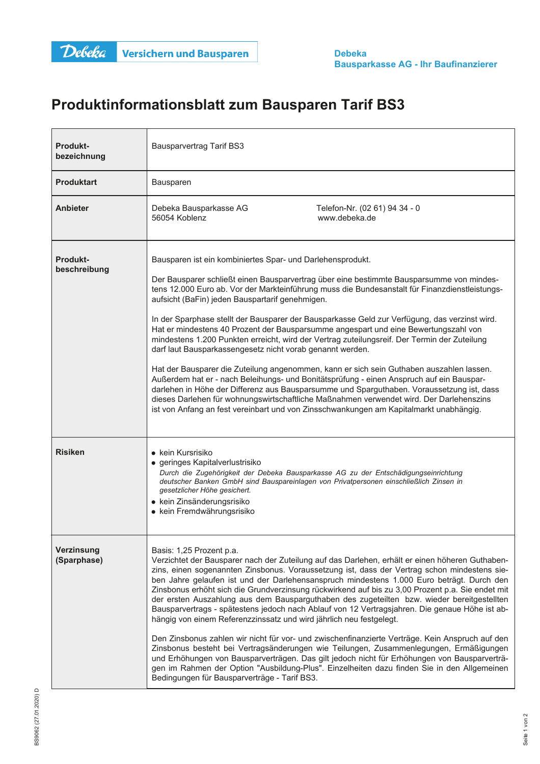Debeka Versichern und Bausparen

**Debeka**
**Bausparkasse AG - Ihr Baufinanzierer**

# Produktinformationsblatt zum Bausparen Tarif BS3

| | |
|---|---|
| **Produkt-bezeichnung** | Bausparvertrag Tarif BS3 |
| **Produktart** | Bausparen |
| **Anbieter** | Debeka Bausparkasse AG<br>56054 Koblenz<br>Telefon-Nr. (02 61) 94 34 - 0<br>www.debeka.de |
| **Produkt-beschreibung** | Bausparen ist ein kombiniertes Spar- und Darlehensprodukt.<br><br>Der Bausparer schließt einen Bausparvertrag über eine bestimmte Bausparsumme von mindestens 12.000 Euro ab. Vor der Markteinführung muss die Bundesanstalt für Finanzdienstleistungsaufsicht (BaFin) jeden Bauspartarif genehmigen.<br><br>In der Sparphase stellt der Bausparer der Bausparkasse Geld zur Verfügung, das verzinst wird. Hat er mindestens 40 Prozent der Bausparsumme angespart und eine Bewertungszahl von mindestens 1.200 Punkten erreicht, wird der Vertrag zuteilungsreif. Der Termin der Zuteilung darf laut Bausparkassengesetz nicht vorab genannt werden.<br><br>Hat der Bausparer die Zuteilung angenommen, kann er sich sein Guthaben auszahlen lassen. Außerdem hat er - nach Beleihungs- und Bonitätsprüfung - einen Anspruch auf ein Bauspardarlehen in Höhe der Differenz aus Bausparsumme und Sparguthaben. Voraussetzung ist, dass dieses Darlehen für wohnungswirtschaftliche Maßnahmen verwendet wird. Der Darlehenszins ist von Anfang an fest vereinbart und von Zinsschwankungen am Kapitalmarkt unabhängig. |
| **Risiken** | • kein Kursrisiko<br>• geringes Kapitalverlustrisiko<br>*Durch die Zugehörigkeit der Debeka Bausparkasse AG zu der Entschädigungseinrichtung deutscher Banken GmbH sind Bauspareinlagen von Privatpersonen einschließlich Zinsen in gesetzlicher Höhe gesichert.*<br>• kein Zinsänderungsrisiko<br>• kein Fremdwährungsrisiko |
| **Verzinsung (Sparphase)** | Basis: 1,25 Prozent p.a.<br>Verzichtet der Bausparer nach der Zuteilung auf das Darlehen, erhält er einen höheren Guthabenzins, einen sogenannten Zinsbonus. Voraussetzung ist, dass der Vertrag schon mindestens sieben Jahre gelaufen ist und der Darlehensanspruch mindestens 1.000 Euro beträgt. Durch den Zinsbonus erhöht sich die Grundverzinsung rückwirkend auf bis zu 3,00 Prozent p.a. Sie endet mit der ersten Auszahlung aus dem Bausparguthaben des zugeteilten bzw. wieder bereitgestellten Bausparvertrags - spätestens jedoch nach Ablauf von 12 Vertragsjahren. Die genaue Höhe ist abhängig von einem Referenzzinssatz und wird jährlich neu festgelegt.<br><br>Den Zinsbonus zahlen wir nicht für vor- und zwischenfinanzierte Verträge. Kein Anspruch auf den Zinsbonus besteht bei Vertragsänderungen wie Teilungen, Zusammenlegungen, Ermäßigungen und Erhöhungen von Bausparverträgen. Das gilt jedoch nicht für Erhöhungen von Bausparverträgen im Rahmen der Option "Ausbildung-Plus". Einzelheiten dazu finden Sie in den Allgemeinen Bedingungen für Bausparverträge - Tarif BS3. |

BS9062 (27.01.2020) D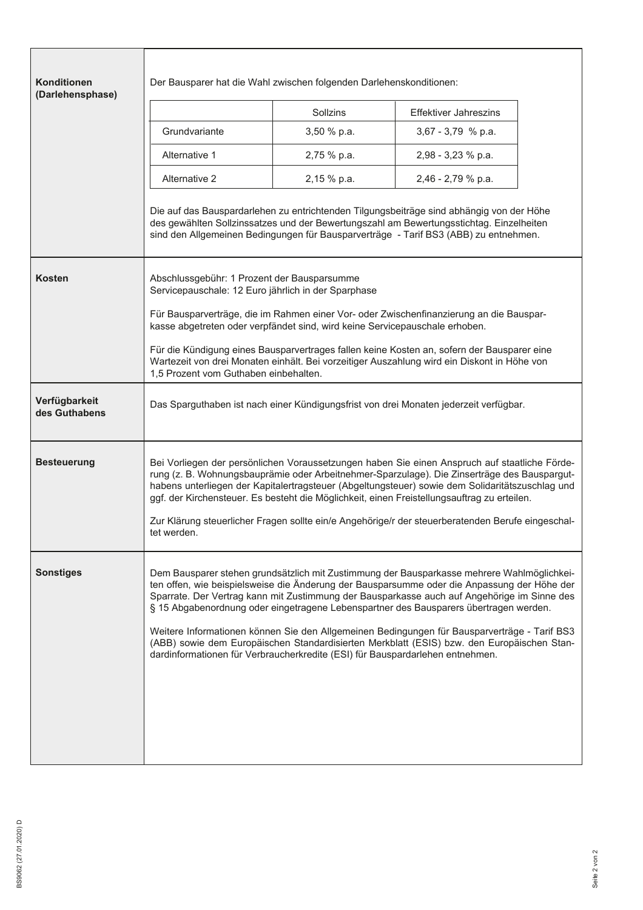| | |
|---|---|
| **Konditionen (Darlehensphase)** | Der Bausparer hat die Wahl zwischen folgenden Darlehenskonditionen: |

| | Sollzins | Effektiver Jahreszins |
|---|---|---|
| Grundvariante | 3,50 % p.a. | 3,67 - 3,79 % p.a. |
| Alternative 1 | 2,75 % p.a. | 2,98 - 3,23 % p.a. |
| Alternative 2 | 2,15 % p.a. | 2,46 - 2,79 % p.a. |

Die auf das Bauspardarlehen zu entrichtenden Tilgungsbeiträge sind abhängig von der Höhe des gewählten Sollzinssatzes und der Bewertungszahl am Bewertungsstichtag. Einzelheiten sind den Allgemeinen Bedingungen für Bausparverträge - Tarif BS3 (ABB) zu entnehmen.

**Kosten**

Abschlussgebühr: 1 Prozent der Bausparsumme
Servicepauschale: 12 Euro jährlich in der Sparphase

Für Bausparverträge, die im Rahmen einer Vor- oder Zwischenfinanzierung an die Bausparkasse abgetreten oder verpfändet sind, wird keine Servicepauschale erhoben.

Für die Kündigung eines Bausparvertrages fallen keine Kosten an, sofern der Bausparer eine Wartezeit von drei Monaten einhält. Bei vorzeitiger Auszahlung wird ein Diskont in Höhe von 1,5 Prozent vom Guthaben einbehalten.

**Verfügbarkeit des Guthabens**

Das Sparguthaben ist nach einer Kündigungsfrist von drei Monaten jederzeit verfügbar.

**Besteuerung**

Bei Vorliegen der persönlichen Voraussetzungen haben Sie einen Anspruch auf staatliche Förderung (z. B. Wohnungsbauprämie oder Arbeitnehmer-Sparzulage). Die Zinserträge des Bausparguthabens unterliegen der Kapitalertragsteuer (Abgeltungsteuer) sowie dem Solidaritätszuschlag und ggf. der Kirchensteuer. Es besteht die Möglichkeit, einen Freistellungsauftrag zu erteilen.

Zur Klärung steuerlicher Fragen sollte ein/e Angehörige/r der steuerberatenden Berufe eingeschaltet werden.

**Sonstiges**

Dem Bausparer stehen grundsätzlich mit Zustimmung der Bausparkasse mehrere Wahlmöglichkeiten offen, wie beispielsweise die Änderung der Bausparsumme oder die Anpassung der Höhe der Sparrate. Der Vertrag kann mit Zustimmung der Bausparkasse auch auf Angehörige im Sinne des § 15 Abgabenordnung oder eingetragene Lebenspartner des Bausparers übertragen werden.

Weitere Informationen können Sie den Allgemeinen Bedingungen für Bausparverträge - Tarif BS3 (ABB) sowie dem Europäischen Standardisierten Merkblatt (ESIS) bzw. den Europäischen Standardinformationen für Verbraucherkredite (ESI) für Bauspardarlehen entnehmen.

BS9062 (27.01.2020) D